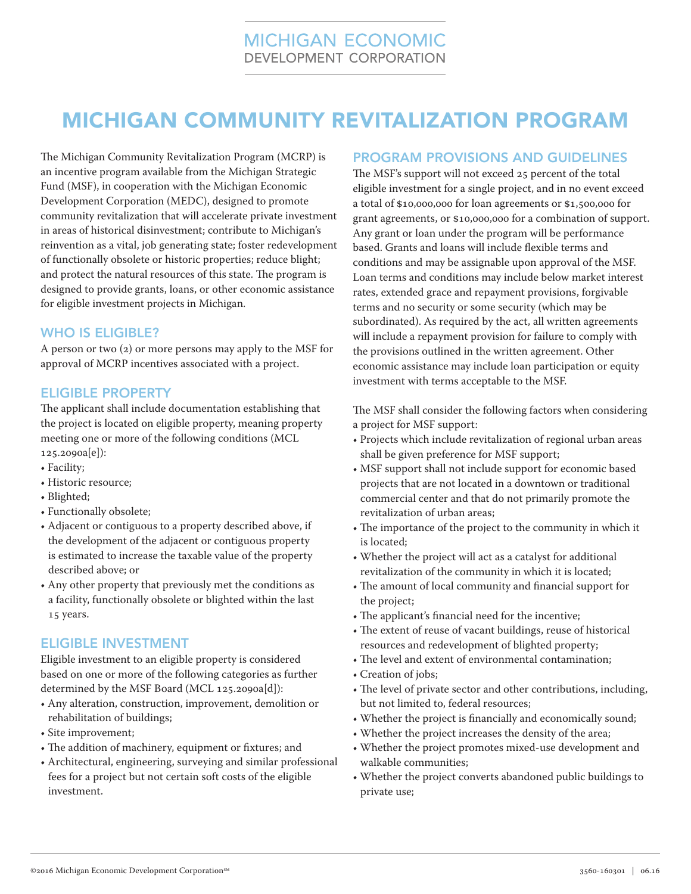MICHIGAN ECONOMIC DEVELOPMENT CORPORATION

# MICHIGAN COMMUNITY REVITALIZATION PROGRAM

The Michigan Community Revitalization Program (MCRP) is an incentive program available from the Michigan Strategic Fund (MSF), in cooperation with the Michigan Economic Development Corporation (MEDC), designed to promote community revitalization that will accelerate private investment in areas of historical disinvestment; contribute to Michigan's reinvention as a vital, job generating state; foster redevelopment of functionally obsolete or historic properties; reduce blight; and protect the natural resources of this state. The program is designed to provide grants, loans, or other economic assistance for eligible investment projects in Michigan.

## WHO IS ELIGIBLE?

A person or two (2) or more persons may apply to the MSF for approval of MCRP incentives associated with a project.

## ELIGIBLE PROPERTY

The applicant shall include documentation establishing that the project is located on eligible property, meaning property meeting one or more of the following conditions (MCL 125.2090a[e]):

- Facility;
- Historic resource;
- Blighted;
- Functionally obsolete;
- Adjacent or contiguous to a property described above, if the development of the adjacent or contiguous property is estimated to increase the taxable value of the property described above; or
- Any other property that previously met the conditions as a facility, functionally obsolete or blighted within the last 15 years.

## ELIGIBLE INVESTMENT

Eligible investment to an eligible property is considered based on one or more of the following categories as further determined by the MSF Board (MCL 125.2090a[d]):

- Any alteration, construction, improvement, demolition or rehabilitation of buildings;
- Site improvement;
- The addition of machinery, equipment or fixtures; and
- Architectural, engineering, surveying and similar professional fees for a project but not certain soft costs of the eligible investment.

## PROGRAM PROVISIONS AND GUIDELINES

The MSF's support will not exceed 25 percent of the total eligible investment for a single project, and in no event exceed a total of $10,000,000 for loan agreements or $1,500,000 for grant agreements, or $10,000,000 for a combination of support. Any grant or loan under the program will be performance based. Grants and loans will include flexible terms and conditions and may be assignable upon approval of the MSF. Loan terms and conditions may include below market interest rates, extended grace and repayment provisions, forgivable terms and no security or some security (which may be subordinated). As required by the act, all written agreements will include a repayment provision for failure to comply with the provisions outlined in the written agreement. Other economic assistance may include loan participation or equity investment with terms acceptable to the MSF.

The MSF shall consider the following factors when considering a project for MSF support:

- Projects which include revitalization of regional urban areas shall be given preference for MSF support;
- MSF support shall not include support for economic based projects that are not located in a downtown or traditional commercial center and that do not primarily promote the revitalization of urban areas;
- The importance of the project to the community in which it is located;
- Whether the project will act as a catalyst for additional revitalization of the community in which it is located;
- The amount of local community and financial support for the project;
- The applicant's financial need for the incentive;
- The extent of reuse of vacant buildings, reuse of historical resources and redevelopment of blighted property;
- The level and extent of environmental contamination;
- Creation of jobs;
- The level of private sector and other contributions, including, but not limited to, federal resources;
- Whether the project is financially and economically sound;
- Whether the project increases the density of the area;
- Whether the project promotes mixed-use development and walkable communities;
- Whether the project converts abandoned public buildings to private use;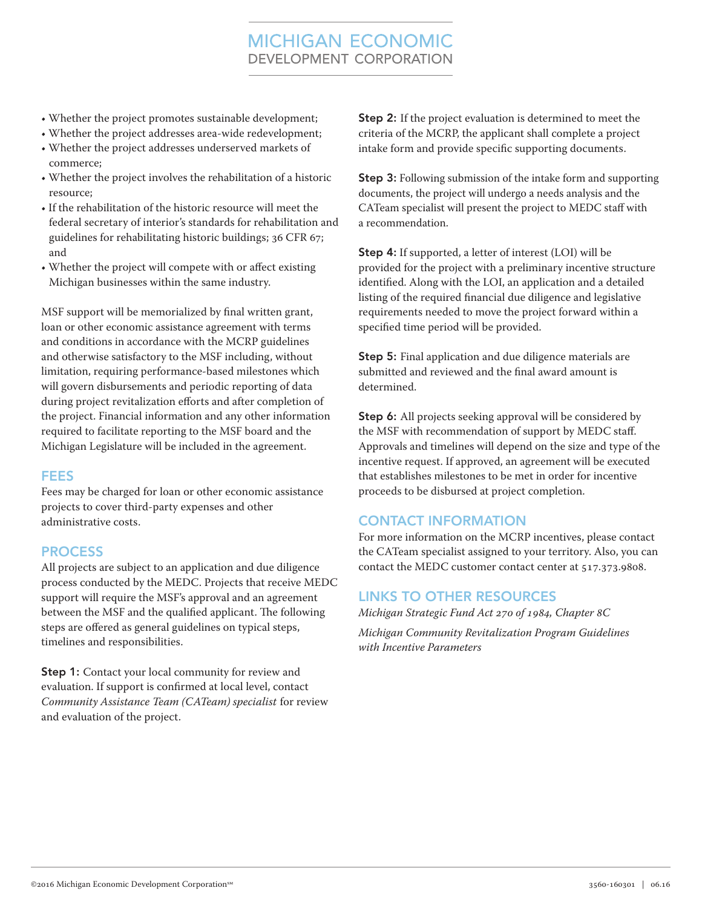- Whether the project promotes sustainable development;
- Whether the project addresses area-wide redevelopment;
- Whether the project addresses underserved markets of commerce;
- Whether the project involves the rehabilitation of a historic resource;
- If the rehabilitation of the historic resource will meet the federal secretary of interior's standards for rehabilitation and guidelines for rehabilitating historic buildings; 36 CFR 67; and
- Whether the project will compete with or affect existing Michigan businesses within the same industry.

MSF support will be memorialized by final written grant, loan or other economic assistance agreement with terms and conditions in accordance with the MCRP guidelines and otherwise satisfactory to the MSF including, without limitation, requiring performance-based milestones which will govern disbursements and periodic reporting of data during project revitalization efforts and after completion of the project. Financial information and any other information required to facilitate reporting to the MSF board and the Michigan Legislature will be included in the agreement.

## FEES

Fees may be charged for loan or other economic assistance projects to cover third-party expenses and other administrative costs.

## PROCESS

All projects are subject to an application and due diligence process conducted by the MEDC. Projects that receive MEDC support will require the MSF's approval and an agreement between the MSF and the qualified applicant. The following steps are offered as general guidelines on typical steps, timelines and responsibilities.

**Step 1:** Contact your local community for review and evaluation. If support is confirmed at local level, contact *Community Assistance Team (CATeam) specialist* for review and evaluation of the project.

**Step 2:** If the project evaluation is determined to meet the criteria of the MCRP, the applicant shall complete a project intake form and provide specific supporting documents.

**Step 3:** Following submission of the intake form and supporting documents, the project will undergo a needs analysis and the CATeam specialist will present the project to MEDC staff with a recommendation.

**Step 4:** If supported, a letter of interest (LOI) will be provided for the project with a preliminary incentive structure identified. Along with the LOI, an application and a detailed listing of the required financial due diligence and legislative requirements needed to move the project forward within a specified time period will be provided.

**Step 5:** Final application and due diligence materials are submitted and reviewed and the final award amount is determined.

**Step 6:** All projects seeking approval will be considered by the MSF with recommendation of support by MEDC staff. Approvals and timelines will depend on the size and type of the incentive request. If approved, an agreement will be executed that establishes milestones to be met in order for incentive proceeds to be disbursed at project completion.

## CONTACT INFORMATION

For more information on the MCRP incentives, please contact the CATeam specialist assigned to your territory. Also, you can contact the MEDC customer contact center at 517.373.9808.

## LINKS TO OTHER RESOURCES

*Michigan Strategic Fund Act 270 of 1984, Chapter 8C*

*Michigan Community Revitalization Program Guidelines with Incentive Parameters*

©2016 Michigan Economic Development Corporation℠

3560-160301 | 06.16